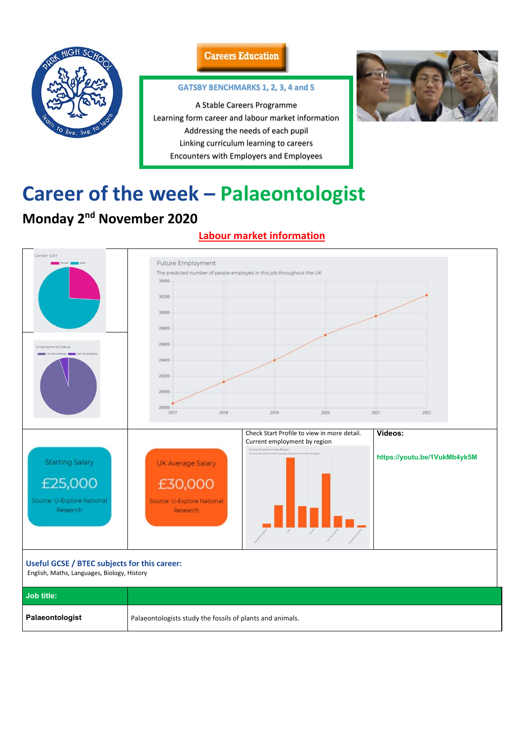Careers Education

**GATSBY BENCHMARKS 1, 2, 3, 4 and 5**

A Stable Careers Programme
Learning form career and labour market information
Addressing the needs of each pupil
Linking curriculum learning to careers
Encounters with Employers and Employees

# Career of the week – Palaeontologist

## Monday 2nd November 2020

**Labour market information**

Gender Split

Employment Status

Future Employment

The predicted number of people employed in this job throughout the UK

Starting Salary

£25,000

Source: U-Explore National Research

UK Average Salary

£30,000

Source: U-Explore National Research

Check Start Profile to view in more detail.
Current employment by region

**Videos:**

https://youtu.be/1VukMb4yk5M

**Useful GCSE / BTEC subjects for this career:**
English, Maths, Languages, Biology, History

| **Job title:** | |
|---|---|
| **Palaeontologist** | Palaeontologists study the fossils of plants and animals. |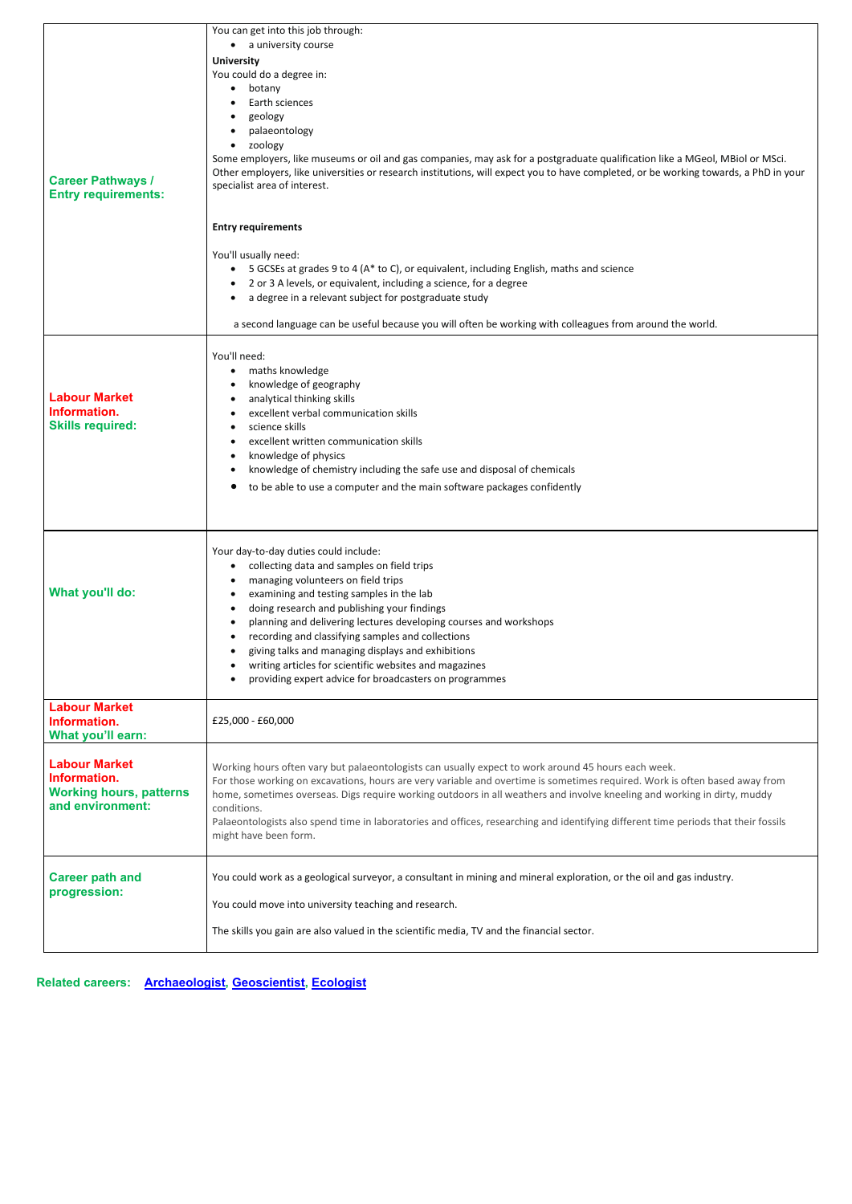| | |
|---|---|
| **Career Pathways / Entry requirements:** | You can get into this job through:<br>• a university course<br>**University**<br>You could do a degree in:<br>• botany<br>• Earth sciences<br>• geology<br>• palaeontology<br>• zoology<br>Some employers, like museums or oil and gas companies, may ask for a postgraduate qualification like a MGeol, MBiol or MSci. Other employers, like universities or research institutions, will expect you to have completed, or be working towards, a PhD in your specialist area of interest.<br><br>**Entry requirements**<br><br>You'll usually need:<br>• 5 GCSEs at grades 9 to 4 (A* to C), or equivalent, including English, maths and science<br>• 2 or 3 A levels, or equivalent, including a science, for a degree<br>• a degree in a relevant subject for postgraduate study<br><br>a second language can be useful because you will often be working with colleagues from around the world. |
| **Labour Market Information. Skills required:** | You'll need:<br>• maths knowledge<br>• knowledge of geography<br>• analytical thinking skills<br>• excellent verbal communication skills<br>• science skills<br>• excellent written communication skills<br>• knowledge of physics<br>• knowledge of chemistry including the safe use and disposal of chemicals<br>• to be able to use a computer and the main software packages confidently |
| **What you'll do:** | Your day-to-day duties could include:<br>• collecting data and samples on field trips<br>• managing volunteers on field trips<br>• examining and testing samples in the lab<br>• doing research and publishing your findings<br>• planning and delivering lectures developing courses and workshops<br>• recording and classifying samples and collections<br>• giving talks and managing displays and exhibitions<br>• writing articles for scientific websites and magazines<br>• providing expert advice for broadcasters on programmes |
| **Labour Market Information. What you'll earn:** | £25,000 - £60,000 |
| **Labour Market Information. Working hours, patterns and environment:** | Working hours often vary but palaeontologists can usually expect to work around 45 hours each week.<br>For those working on excavations, hours are very variable and overtime is sometimes required. Work is often based away from home, sometimes overseas. Digs require working outdoors in all weathers and involve kneeling and working in dirty, muddy conditions.<br>Palaeontologists also spend time in laboratories and offices, researching and identifying different time periods that their fossils might have been form. |
| **Career path and progression:** | You could work as a geological surveyor, a consultant in mining and mineral exploration, or the oil and gas industry.<br><br>You could move into university teaching and research.<br><br>The skills you gain are also valued in the scientific media, TV and the financial sector. |

**Related careers:** Archaeologist, Geoscientist, Ecologist